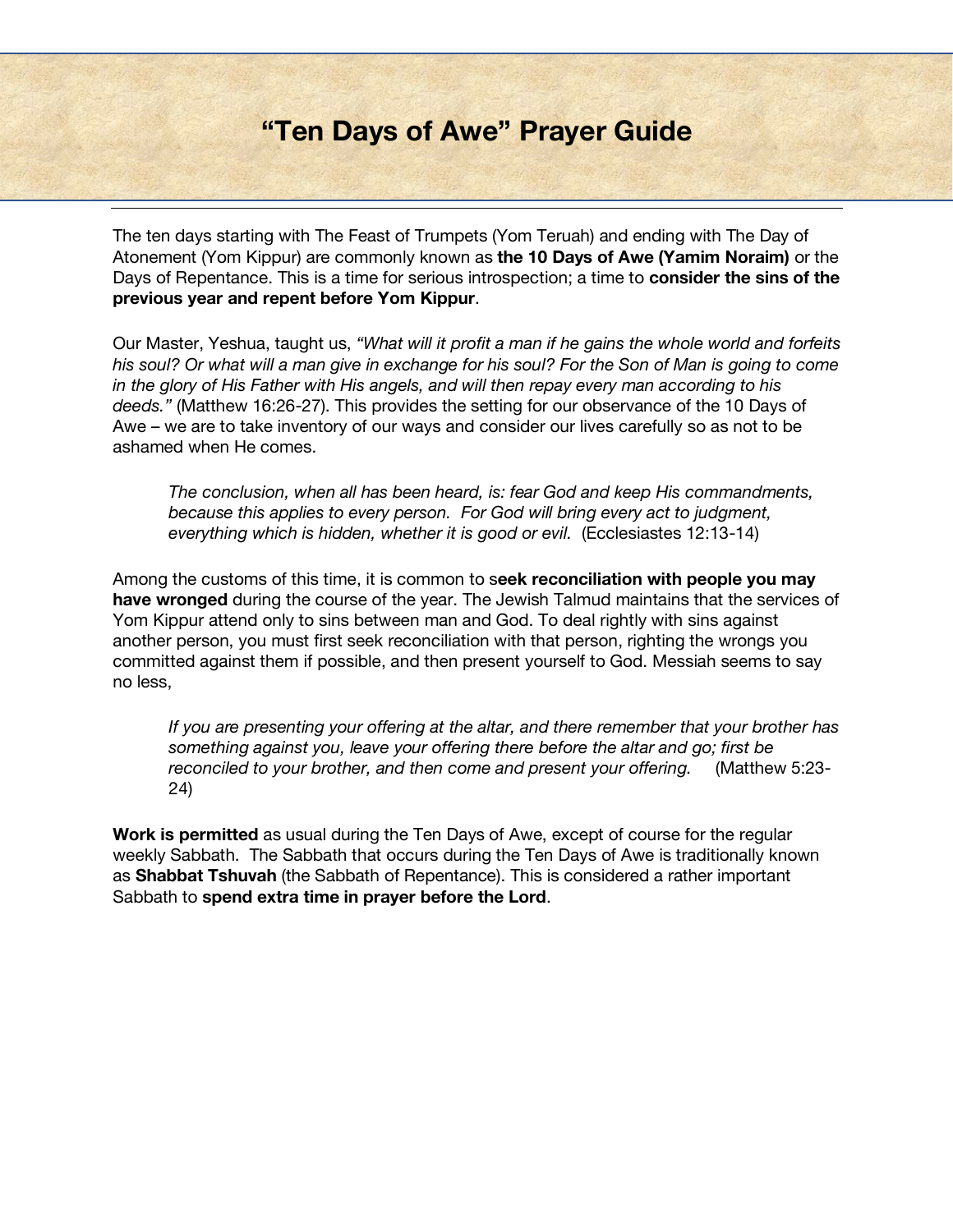# "Ten Days of Awe" Prayer Guide

The ten days starting with The Feast of Trumpets (Yom Teruah) and ending with The Day of Atonement (Yom Kippur) are commonly known as **the 10 Days of Awe (Yamim Noraim)** or the Days of Repentance. This is a time for serious introspection; a time to **consider the sins of the previous year and repent before Yom Kippur**.

Our Master, Yeshua, taught us, *"What will it profit a man if he gains the whole world and forfeits his soul? Or what will a man give in exchange for his soul? For the Son of Man is going to come in the glory of His Father with His angels, and will then repay every man according to his deeds."* (Matthew 16:26-27). This provides the setting for our observance of the 10 Days of Awe – we are to take inventory of our ways and consider our lives carefully so as not to be ashamed when He comes.

> *The conclusion, when all has been heard, is: fear God and keep His commandments, because this applies to every person. For God will bring every act to judgment, everything which is hidden, whether it is good or evil.* (Ecclesiastes 12:13-14)

Among the customs of this time, it is common to s**eek reconciliation with people you may have wronged** during the course of the year. The Jewish Talmud maintains that the services of Yom Kippur attend only to sins between man and God. To deal rightly with sins against another person, you must first seek reconciliation with that person, righting the wrongs you committed against them if possible, and then present yourself to God. Messiah seems to say no less,

> *If you are presenting your offering at the altar, and there remember that your brother has something against you, leave your offering there before the altar and go; first be reconciled to your brother, and then come and present your offering.* (Matthew 5:23-24)

**Work is permitted** as usual during the Ten Days of Awe, except of course for the regular weekly Sabbath. The Sabbath that occurs during the Ten Days of Awe is traditionally known as **Shabbat Tshuvah** (the Sabbath of Repentance). This is considered a rather important Sabbath to **spend extra time in prayer before the Lord**.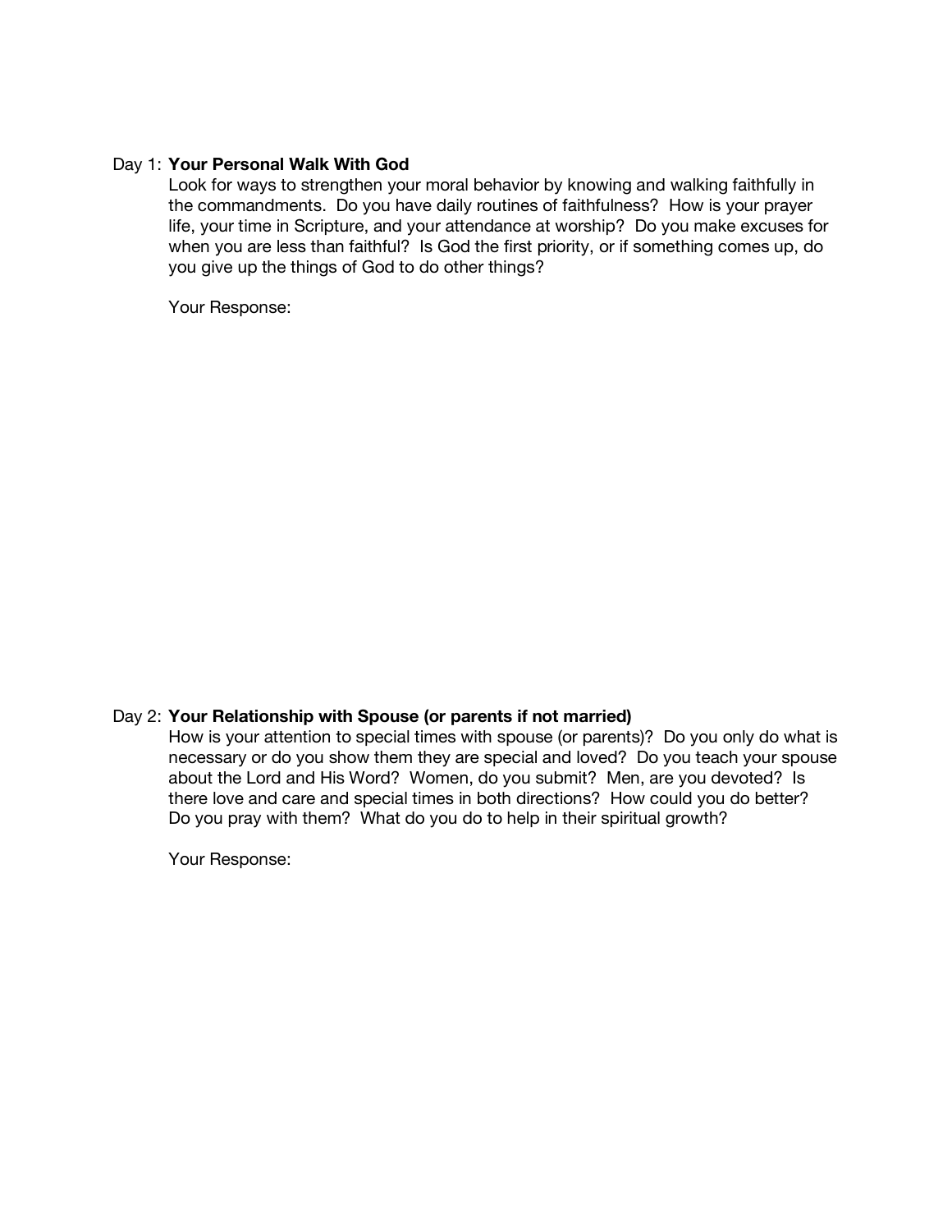Day 1: **Your Personal Walk With God**

Look for ways to strengthen your moral behavior by knowing and walking faithfully in the commandments. Do you have daily routines of faithfulness? How is your prayer life, your time in Scripture, and your attendance at worship? Do you make excuses for when you are less than faithful? Is God the first priority, or if something comes up, do you give up the things of God to do other things?

Your Response:

Day 2: **Your Relationship with Spouse (or parents if not married)**

How is your attention to special times with spouse (or parents)? Do you only do what is necessary or do you show them they are special and loved? Do you teach your spouse about the Lord and His Word? Women, do you submit? Men, are you devoted? Is there love and care and special times in both directions? How could you do better? Do you pray with them? What do you do to help in their spiritual growth?

Your Response: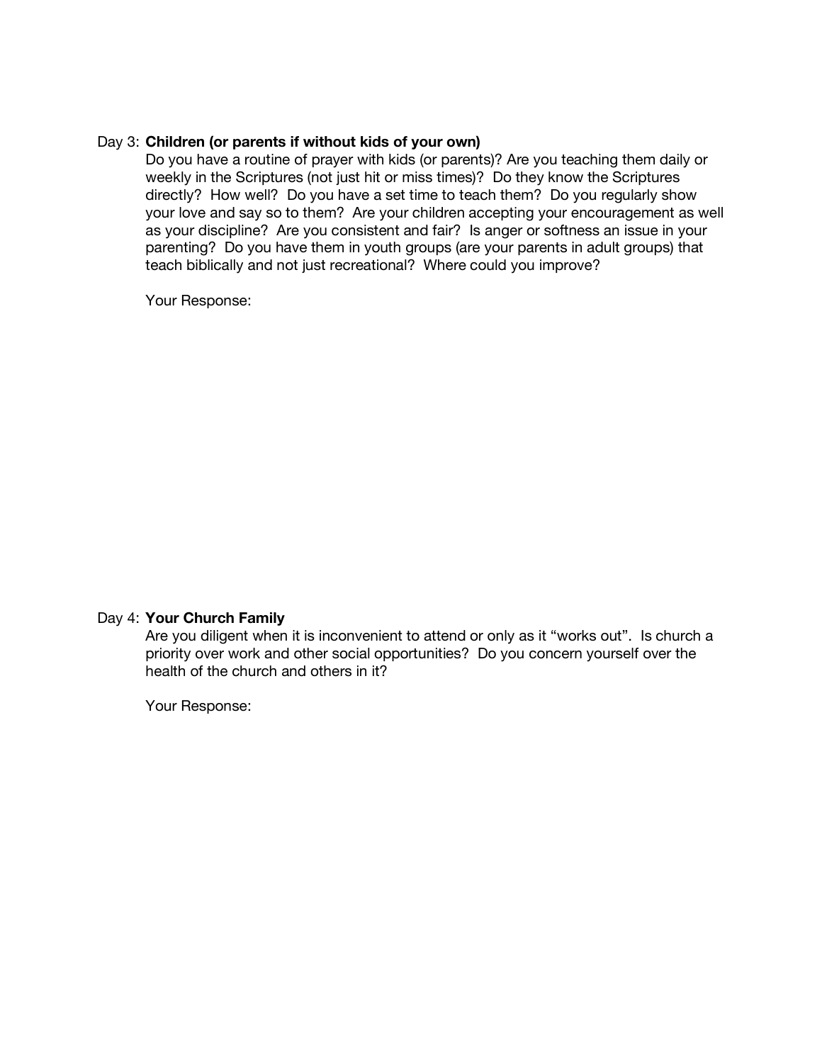Day 3: **Children (or parents if without kids of your own)**

Do you have a routine of prayer with kids (or parents)? Are you teaching them daily or weekly in the Scriptures (not just hit or miss times)? Do they know the Scriptures directly? How well? Do you have a set time to teach them? Do you regularly show your love and say so to them? Are your children accepting your encouragement as well as your discipline? Are you consistent and fair? Is anger or softness an issue in your parenting? Do you have them in youth groups (are your parents in adult groups) that teach biblically and not just recreational? Where could you improve?

Your Response:

Day 4: **Your Church Family**

Are you diligent when it is inconvenient to attend or only as it "works out". Is church a priority over work and other social opportunities? Do you concern yourself over the health of the church and others in it?

Your Response: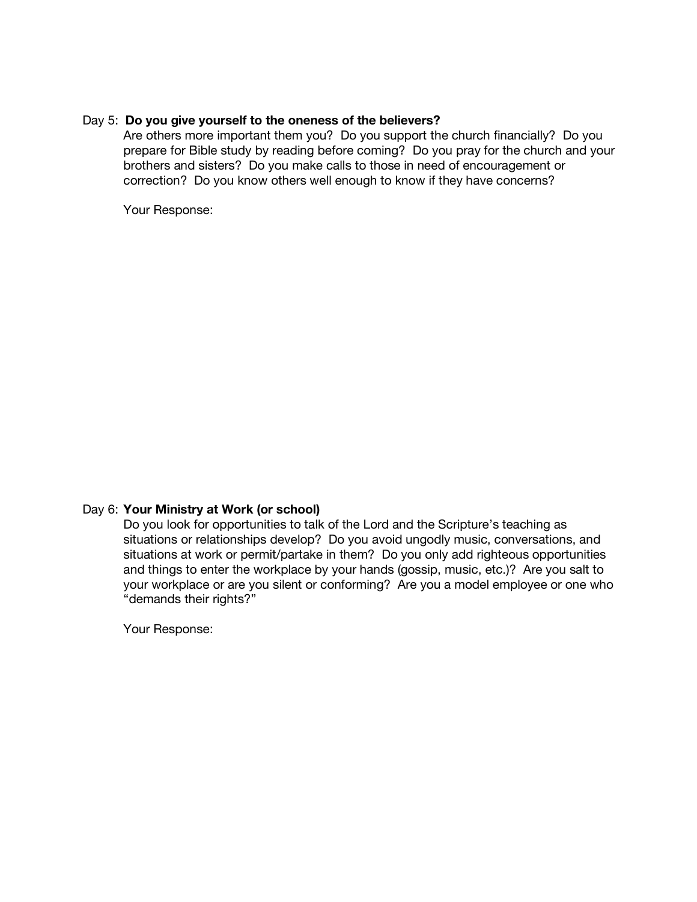Day 5: **Do you give yourself to the oneness of the believers?**

Are others more important them you? Do you support the church financially? Do you prepare for Bible study by reading before coming? Do you pray for the church and your brothers and sisters? Do you make calls to those in need of encouragement or correction? Do you know others well enough to know if they have concerns?

Your Response:

Day 6: **Your Ministry at Work (or school)**

Do you look for opportunities to talk of the Lord and the Scripture's teaching as situations or relationships develop? Do you avoid ungodly music, conversations, and situations at work or permit/partake in them? Do you only add righteous opportunities and things to enter the workplace by your hands (gossip, music, etc.)? Are you salt to your workplace or are you silent or conforming? Are you a model employee or one who "demands their rights?"

Your Response: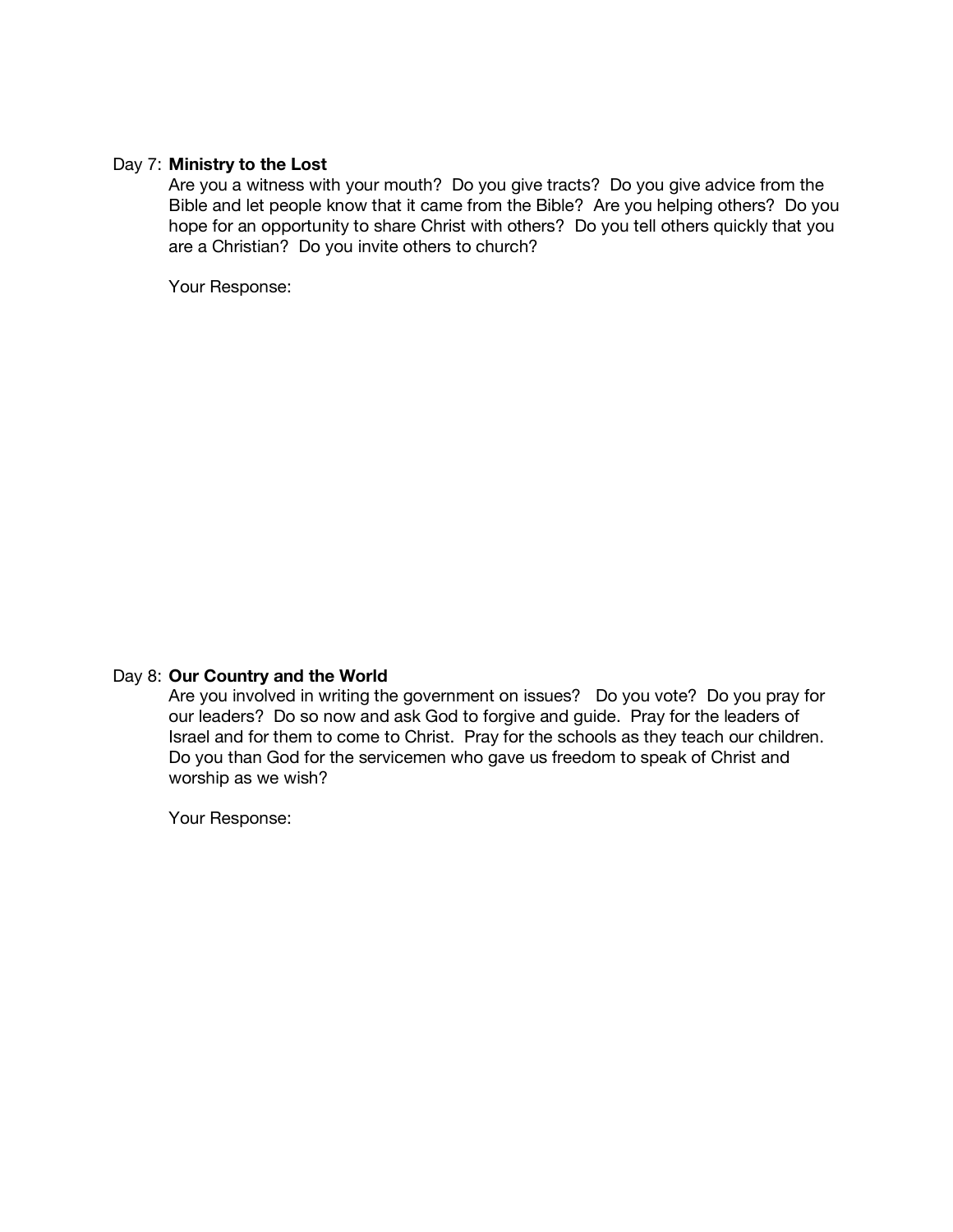Day 7: **Ministry to the Lost**

Are you a witness with your mouth? Do you give tracts? Do you give advice from the Bible and let people know that it came from the Bible? Are you helping others? Do you hope for an opportunity to share Christ with others? Do you tell others quickly that you are a Christian? Do you invite others to church?

Your Response:

Day 8: **Our Country and the World**

Are you involved in writing the government on issues? Do you vote? Do you pray for our leaders? Do so now and ask God to forgive and guide. Pray for the leaders of Israel and for them to come to Christ. Pray for the schools as they teach our children. Do you than God for the servicemen who gave us freedom to speak of Christ and worship as we wish?

Your Response: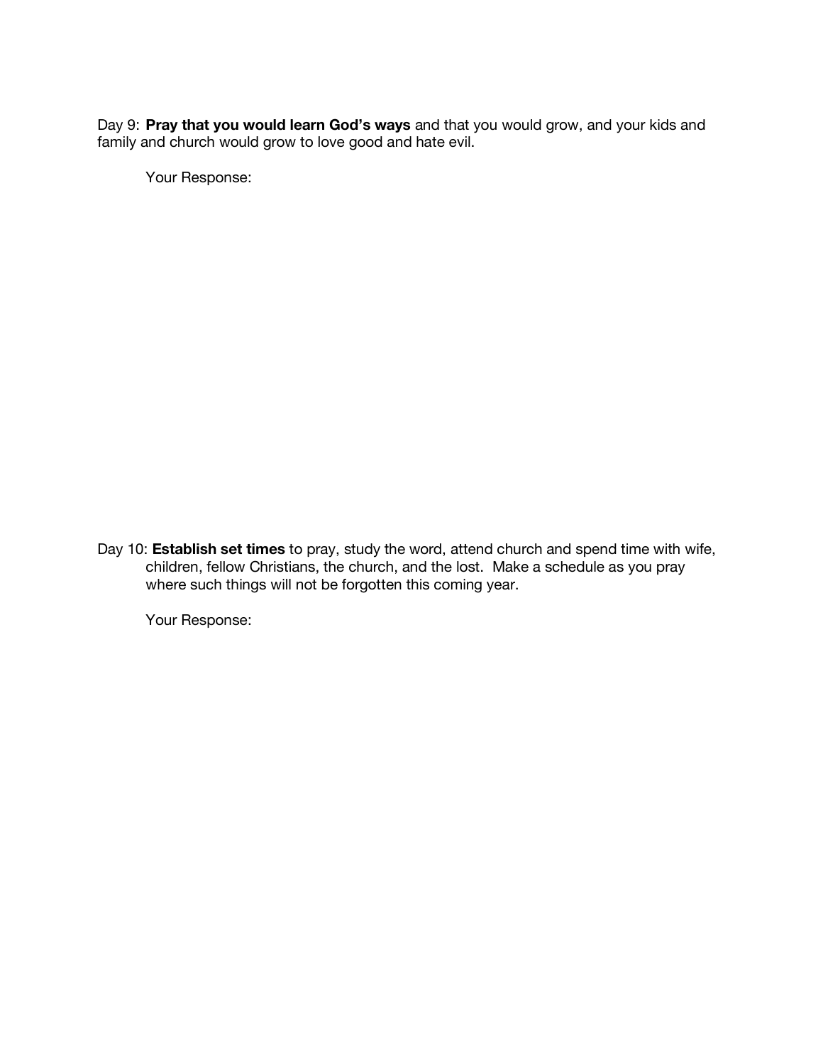Day 9: **Pray that you would learn God's ways** and that you would grow, and your kids and family and church would grow to love good and hate evil.

Your Response:

Day 10: **Establish set times** to pray, study the word, attend church and spend time with wife, children, fellow Christians, the church, and the lost. Make a schedule as you pray where such things will not be forgotten this coming year.

Your Response: